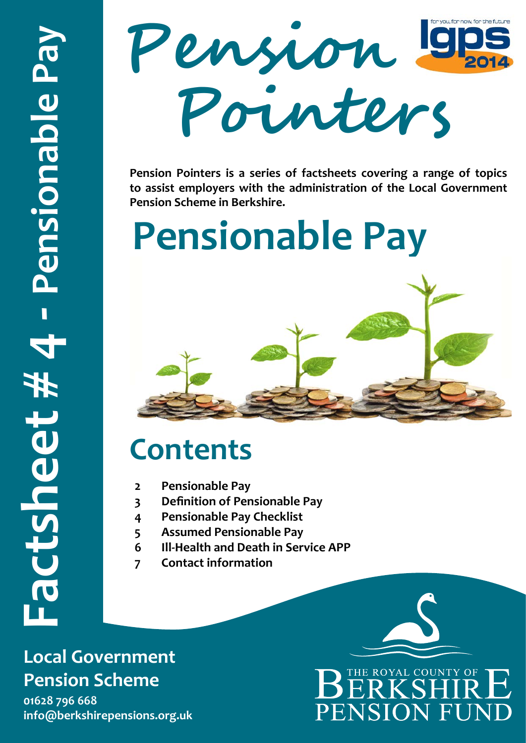# Factsheet # 4 - Pensionable Pay

# Pension Pointers

lgps 2014 — for you, for now, for the future

**Pension Pointers is a series of factsheets covering a range of topics to assist employers with the administration of the Local Government Pension Scheme in Berkshire.**

# Pensionable Pay

## Contents

| | |
|---|---|
| 2 | **Pensionable Pay** |
| 3 | **Definition of Pensionable Pay** |
| 4 | **Pensionable Pay Checklist** |
| 5 | **Assumed Pensionable Pay** |
| 6 | **Ill-Health and Death in Service APP** |
| 7 | **Contact information** |

**Local Government Pension Scheme**

**01628 796 668**
**info@berkshirepensions.org.uk**

THE ROYAL COUNTY OF BERKSHIRE PENSION FUND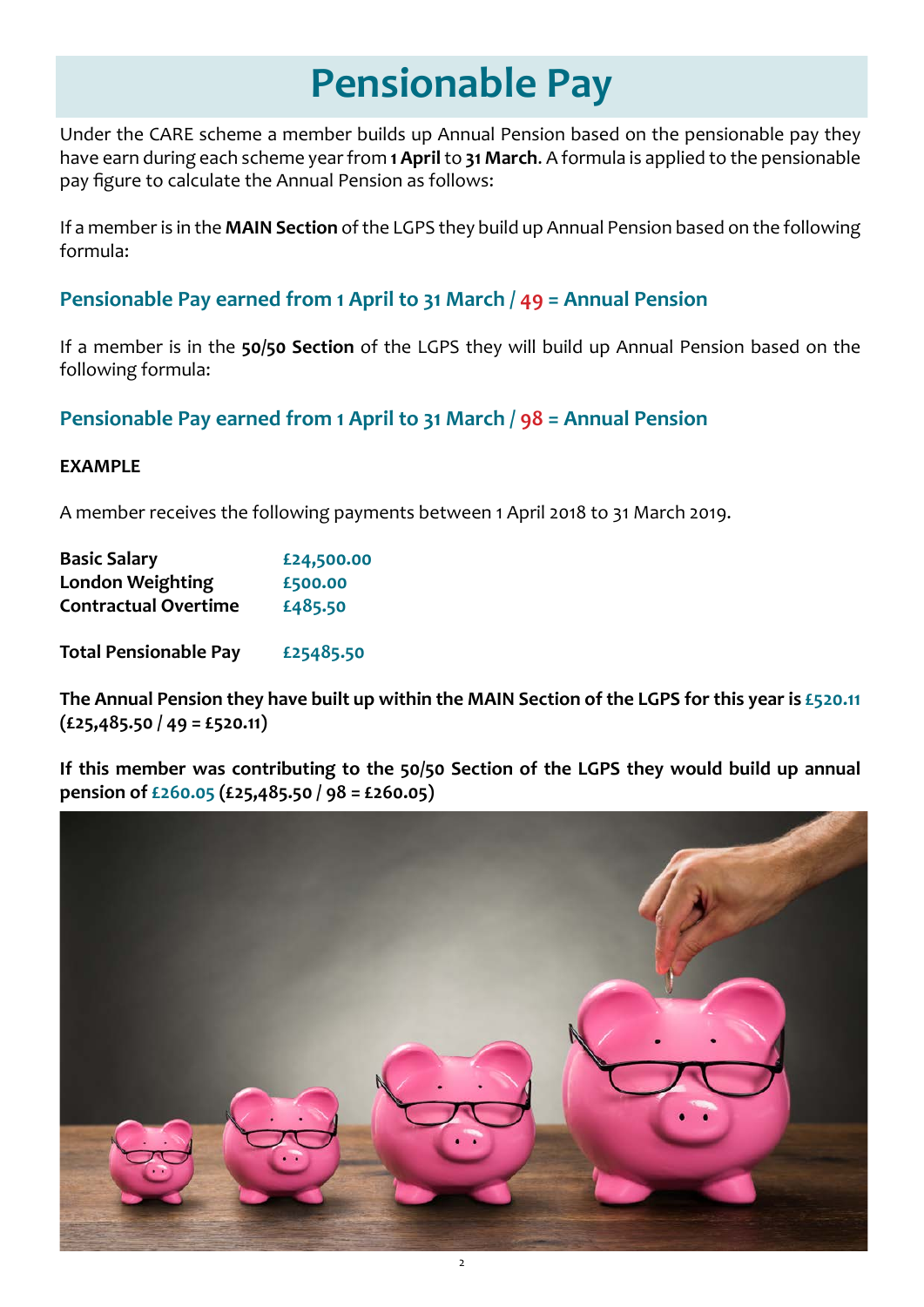# Pensionable Pay

Under the CARE scheme a member builds up Annual Pension based on the pensionable pay they have earn during each scheme year from **1 April** to **31 March**. A formula is applied to the pensionable pay figure to calculate the Annual Pension as follows:

If a member is in the **MAIN Section** of the LGPS they build up Annual Pension based on the following formula:

### Pensionable Pay earned from 1 April to 31 March / 49 = Annual Pension

If a member is in the **50/50 Section** of the LGPS they will build up Annual Pension based on the following formula:

### Pensionable Pay earned from 1 April to 31 March / 98 = Annual Pension

**EXAMPLE**

A member receives the following payments between 1 April 2018 to 31 March 2019.

| | |
|---|---|
| **Basic Salary** | **£24,500.00** |
| **London Weighting** | **£500.00** |
| **Contractual Overtime** | **£485.50** |
| | |
| **Total Pensionable Pay** | **£25485.50** |

**The Annual Pension they have built up within the MAIN Section of the LGPS for this year is £520.11 (£25,485.50 / 49 = £520.11)**

**If this member was contributing to the 50/50 Section of the LGPS they would build up annual pension of £260.05 (£25,485.50 / 98 = £260.05)**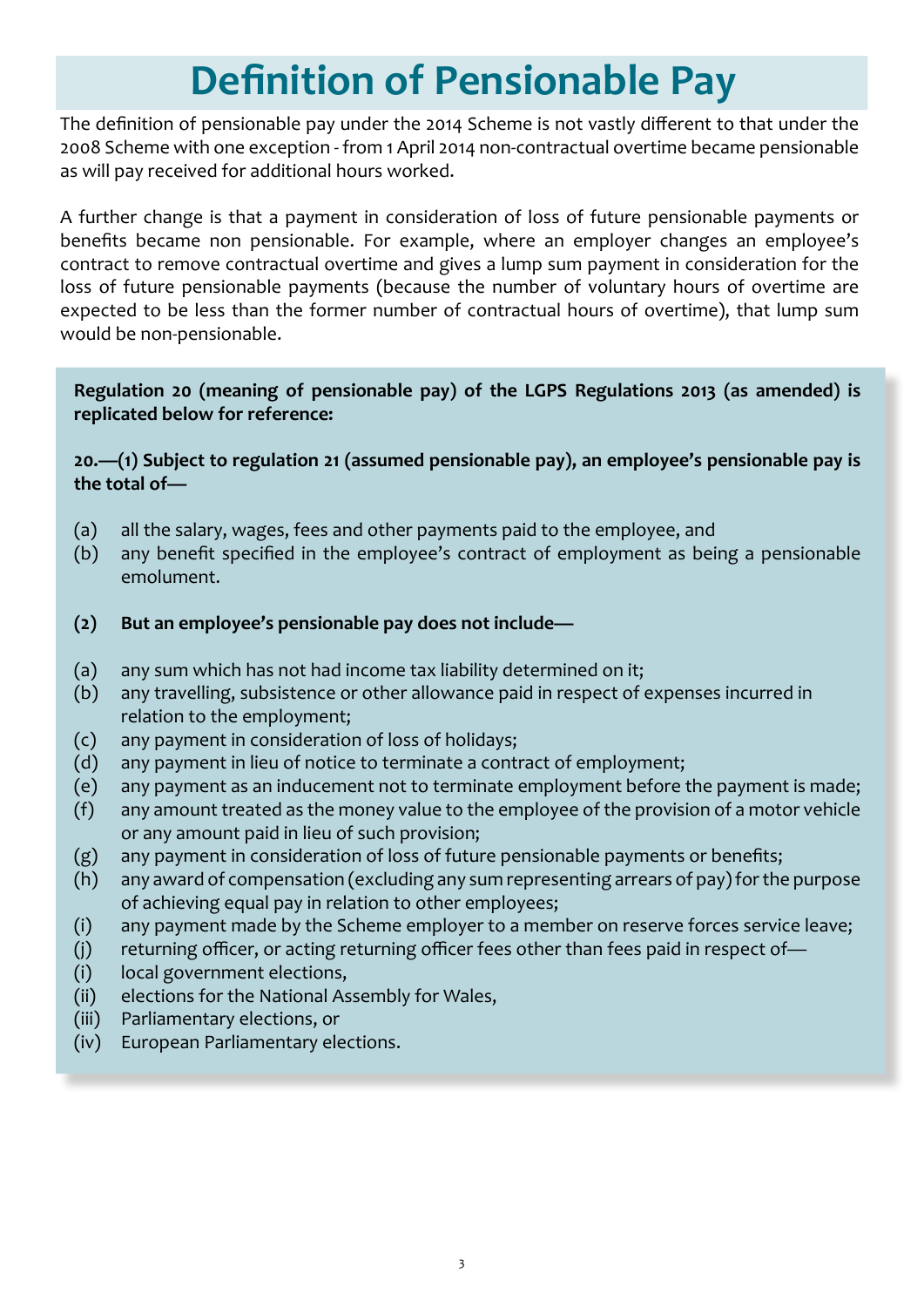# Definition of Pensionable Pay

The definition of pensionable pay under the 2014 Scheme is not vastly different to that under the 2008 Scheme with one exception - from 1 April 2014 non-contractual overtime became pensionable as will pay received for additional hours worked.

A further change is that a payment in consideration of loss of future pensionable payments or benefits became non pensionable. For example, where an employer changes an employee's contract to remove contractual overtime and gives a lump sum payment in consideration for the loss of future pensionable payments (because the number of voluntary hours of overtime are expected to be less than the former number of contractual hours of overtime), that lump sum would be non-pensionable.

**Regulation 20 (meaning of pensionable pay) of the LGPS Regulations 2013 (as amended) is replicated below for reference:**

**20.—(1) Subject to regulation 21 (assumed pensionable pay), an employee's pensionable pay is the total of—**

(a) all the salary, wages, fees and other payments paid to the employee, and
(b) any benefit specified in the employee's contract of employment as being a pensionable emolument.

**(2) But an employee's pensionable pay does not include—**

(a) any sum which has not had income tax liability determined on it;
(b) any travelling, subsistence or other allowance paid in respect of expenses incurred in relation to the employment;
(c) any payment in consideration of loss of holidays;
(d) any payment in lieu of notice to terminate a contract of employment;
(e) any payment as an inducement not to terminate employment before the payment is made;
(f) any amount treated as the money value to the employee of the provision of a motor vehicle or any amount paid in lieu of such provision;
(g) any payment in consideration of loss of future pensionable payments or benefits;
(h) any award of compensation (excluding any sum representing arrears of pay) for the purpose of achieving equal pay in relation to other employees;
(i) any payment made by the Scheme employer to a member on reserve forces service leave;
(j) returning officer, or acting returning officer fees other than fees paid in respect of—
(i) local government elections,
(ii) elections for the National Assembly for Wales,
(iii) Parliamentary elections, or
(iv) European Parliamentary elections.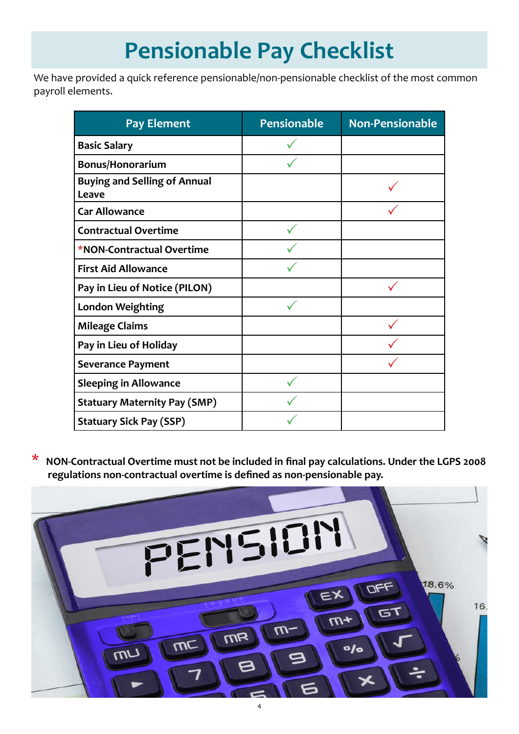# Pensionable Pay Checklist

We have provided a quick reference pensionable/non-pensionable checklist of the most common payroll elements.

| Pay Element | Pensionable | Non-Pensionable |
|---|---|---|
| **Basic Salary** | ✓ | |
| **Bonus/Honorarium** | ✓ | |
| **Buying and Selling of Annual Leave** | | ✓ |
| **Car Allowance** | | ✓ |
| **Contractual Overtime** | ✓ | |
| ***NON-Contractual Overtime** | ✓ | |
| **First Aid Allowance** | ✓ | |
| **Pay in Lieu of Notice (PILON)** | | ✓ |
| **London Weighting** | ✓ | |
| **Mileage Claims** | | ✓ |
| **Pay in Lieu of Holiday** | | ✓ |
| **Severance Payment** | | ✓ |
| **Sleeping in Allowance** | ✓ | |
| **Statuary Maternity Pay (SMP)** | ✓ | |
| **Statuary Sick Pay (SSP)** | ✓ | |

**\* NON-Contractual Overtime must not be included in final pay calculations. Under the LGPS 2008 regulations non-contractual overtime is defined as non-pensionable pay.**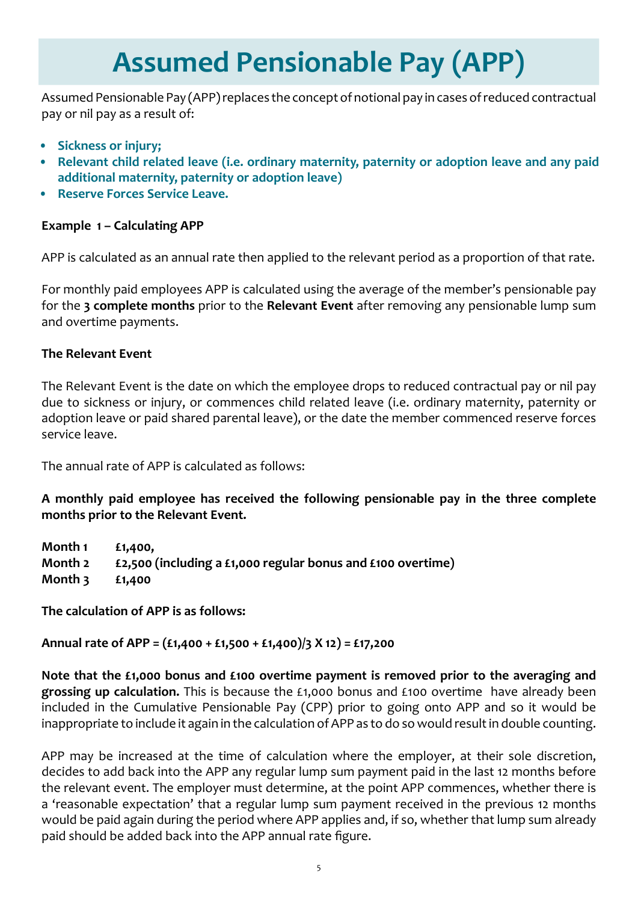# Assumed Pensionable Pay (APP)

Assumed Pensionable Pay (APP) replaces the concept of notional pay in cases of reduced contractual pay or nil pay as a result of:

- **Sickness or injury;**
- **Relevant child related leave (i.e. ordinary maternity, paternity or adoption leave and any paid additional maternity, paternity or adoption leave)**
- **Reserve Forces Service Leave.**

**Example 1 – Calculating APP**

APP is calculated as an annual rate then applied to the relevant period as a proportion of that rate.

For monthly paid employees APP is calculated using the average of the member's pensionable pay for the **3 complete months** prior to the **Relevant Event** after removing any pensionable lump sum and overtime payments.

**The Relevant Event**

The Relevant Event is the date on which the employee drops to reduced contractual pay or nil pay due to sickness or injury, or commences child related leave (i.e. ordinary maternity, paternity or adoption leave or paid shared parental leave), or the date the member commenced reserve forces service leave.

The annual rate of APP is calculated as follows:

**A monthly paid employee has received the following pensionable pay in the three complete months prior to the Relevant Event.**

**Month 1** **£1,400,**
**Month 2** **£2,500 (including a £1,000 regular bonus and £100 overtime)**
**Month 3** **£1,400**

**The calculation of APP is as follows:**

**Annual rate of APP = (£1,400 + £1,500 + £1,400)/3 X 12) = £17,200**

**Note that the £1,000 bonus and £100 overtime payment is removed prior to the averaging and grossing up calculation.** This is because the £1,000 bonus and £100 overtime have already been included in the Cumulative Pensionable Pay (CPP) prior to going onto APP and so it would be inappropriate to include it again in the calculation of APP as to do so would result in double counting.

APP may be increased at the time of calculation where the employer, at their sole discretion, decides to add back into the APP any regular lump sum payment paid in the last 12 months before the relevant event. The employer must determine, at the point APP commences, whether there is a 'reasonable expectation' that a regular lump sum payment received in the previous 12 months would be paid again during the period where APP applies and, if so, whether that lump sum already paid should be added back into the APP annual rate figure.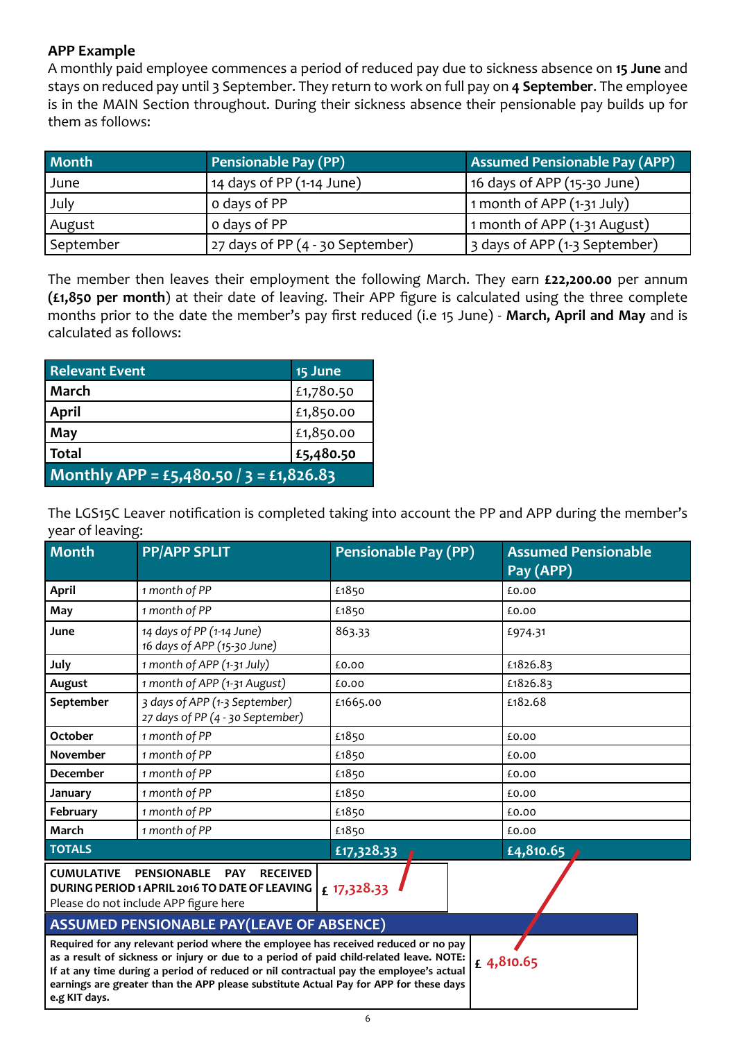**APP Example**

A monthly paid employee commences a period of reduced pay due to sickness absence on **15 June** and stays on reduced pay until 3 September. They return to work on full pay on **4 September**. The employee is in the MAIN Section throughout. During their sickness absence their pensionable pay builds up for them as follows:

| Month | Pensionable Pay (PP) | Assumed Pensionable Pay (APP) |
|---|---|---|
| June | 14 days of PP (1-14 June) | 16 days of APP (15-30 June) |
| July | 0 days of PP | 1 month of APP (1-31 July) |
| August | 0 days of PP | 1 month of APP (1-31 August) |
| September | 27 days of PP (4 - 30 September) | 3 days of APP (1-3 September) |

The member then leaves their employment the following March. They earn **£22,200.00** per annum **(£1,850 per month)** at their date of leaving. Their APP figure is calculated using the three complete months prior to the date the member's pay first reduced (i.e 15 June) - **March, April and May** and is calculated as follows:

| Relevant Event | 15 June |
|---|---|
| **March** | £1,780.50 |
| **April** | £1,850.00 |
| **May** | £1,850.00 |
| **Total** | **£5,480.50** |
| **Monthly APP = £5,480.50 / 3 = £1,826.83** | |

The LGS15C Leaver notification is completed taking into account the PP and APP during the member's year of leaving:

| Month | PP/APP SPLIT | Pensionable Pay (PP) | Assumed Pensionable Pay (APP) |
|---|---|---|---|
| **April** | *1 month of PP* | £1850 | £0.00 |
| **May** | *1 month of PP* | £1850 | £0.00 |
| **June** | *14 days of PP (1-14 June)*<br>*16 days of APP (15-30 June)* | 863.33 | £974.31 |
| **July** | *1 month of APP (1-31 July)* | £0.00 | £1826.83 |
| **August** | *1 month of APP (1-31 August)* | £0.00 | £1826.83 |
| **September** | *3 days of APP (1-3 September)*<br>*27 days of PP (4 - 30 September)* | £1665.00 | £182.68 |
| **October** | *1 month of PP* | £1850 | £0.00 |
| **November** | *1 month of PP* | £1850 | £0.00 |
| **December** | *1 month of PP* | £1850 | £0.00 |
| **January** | *1 month of PP* | £1850 | £0.00 |
| **February** | *1 month of PP* | £1850 | £0.00 |
| **March** | *1 month of PP* | £1850 | £0.00 |
| **TOTALS** | | **£17,328.33** | **£4,810.65** |

| **CUMULATIVE PENSIONABLE PAY RECEIVED DURING PERIOD 1 APRIL 2016 TO DATE OF LEAVING**<br>Please do not include APP figure here | £ 17,328.33 |
|---|---|

| **ASSUMED PENSIONABLE PAY(LEAVE OF ABSENCE)** | |
|---|---|
| **Required for any relevant period where the employee has received reduced or no pay as a result of sickness or injury or due to a period of paid child-related leave. NOTE: If at any time during a period of reduced or nil contractual pay the employee's actual earnings are greater than the APP please substitute Actual Pay for APP for these days e.g KIT days.** | £ 4,810.65 |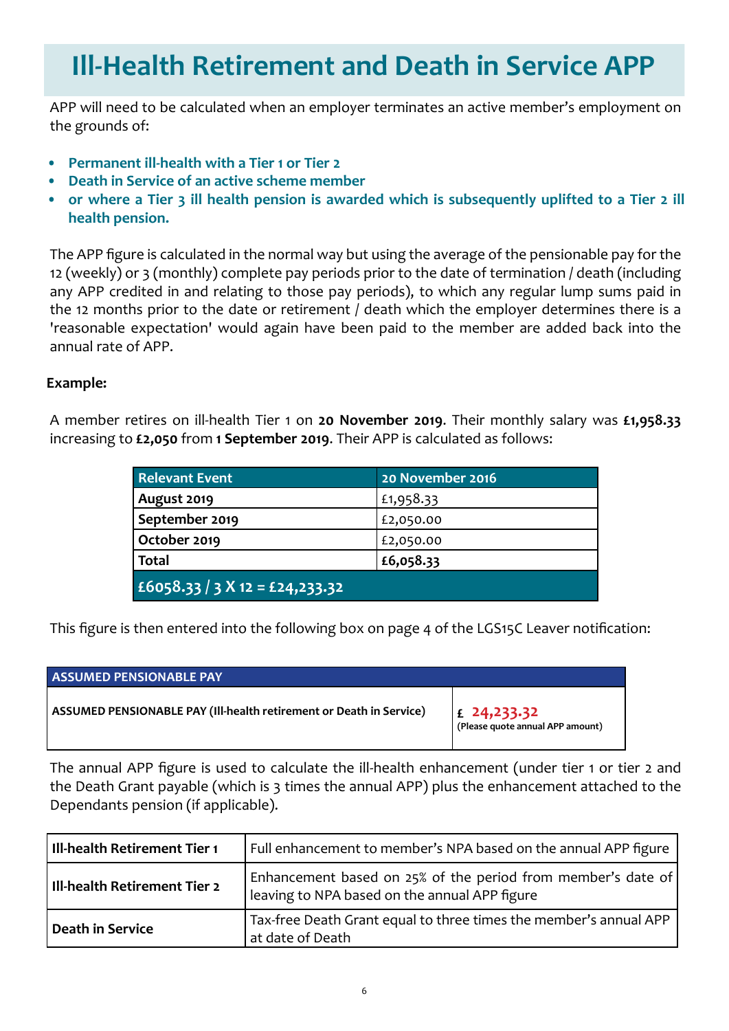# Ill-Health Retirement and Death in Service APP

APP will need to be calculated when an employer terminates an active member's employment on the grounds of:

- **Permanent ill-health with a Tier 1 or Tier 2**
- **Death in Service of an active scheme member**
- **or where a Tier 3 ill health pension is awarded which is subsequently uplifted to a Tier 2 ill health pension.**

The APP figure is calculated in the normal way but using the average of the pensionable pay for the 12 (weekly) or 3 (monthly) complete pay periods prior to the date of termination / death (including any APP credited in and relating to those pay periods), to which any regular lump sums paid in the 12 months prior to the date or retirement / death which the employer determines there is a 'reasonable expectation' would again have been paid to the member are added back into the annual rate of APP.

**Example:**

A member retires on ill-health Tier 1 on **20 November 2019**. Their monthly salary was **£1,958.33** increasing to **£2,050** from **1 September 2019**. Their APP is calculated as follows:

| Relevant Event | 20 November 2016 |
|---|---|
| **August 2019** | £1,958.33 |
| **September 2019** | £2,050.00 |
| **October 2019** | £2,050.00 |
| **Total** | **£6,058.33** |
| **£6058.33 / 3 X 12 = £24,233.32** | |

This figure is then entered into the following box on page 4 of the LGS15C Leaver notification:

| ASSUMED PENSIONABLE PAY | |
|---|---|
| **ASSUMED PENSIONABLE PAY (Ill-health retirement or Death in Service)** | **£ 24,233.32** (Please quote annual APP amount) |

The annual APP figure is used to calculate the ill-health enhancement (under tier 1 or tier 2 and the Death Grant payable (which is 3 times the annual APP) plus the enhancement attached to the Dependants pension (if applicable).

| | |
|---|---|
| **Ill-health Retirement Tier 1** | Full enhancement to member's NPA based on the annual APP figure |
| **Ill-health Retirement Tier 2** | Enhancement based on 25% of the period from member's date of leaving to NPA based on the annual APP figure |
| **Death in Service** | Tax-free Death Grant equal to three times the member's annual APP at date of Death |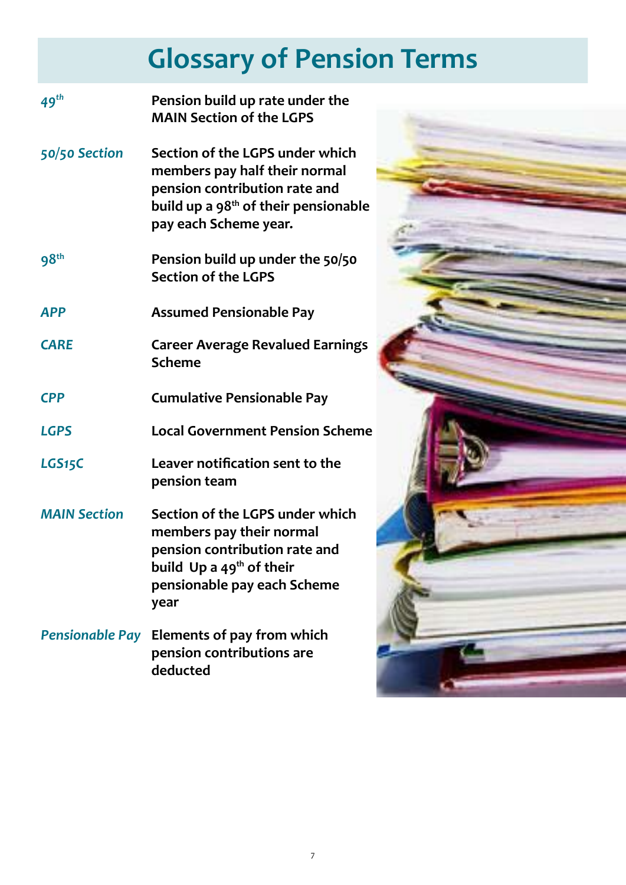# Glossary of Pension Terms

| | |
|---|---|
| *49th* | **Pension build up rate under the MAIN Section of the LGPS** |
| *50/50 Section* | **Section of the LGPS under which members pay half their normal pension contribution rate and build up a 98th of their pensionable pay each Scheme year.** |
| *98th* | **Pension build up under the 50/50 Section of the LGPS** |
| *APP* | **Assumed Pensionable Pay** |
| *CARE* | **Career Average Revalued Earnings Scheme** |
| *CPP* | **Cumulative Pensionable Pay** |
| *LGPS* | **Local Government Pension Scheme** |
| *LGS15C* | **Leaver notification sent to the pension team** |
| *MAIN Section* | **Section of the LGPS under which members pay their normal pension contribution rate and build Up a 49th of their pensionable pay each Scheme year** |
| *Pensionable Pay* | **Elements of pay from which pension contributions are deducted** |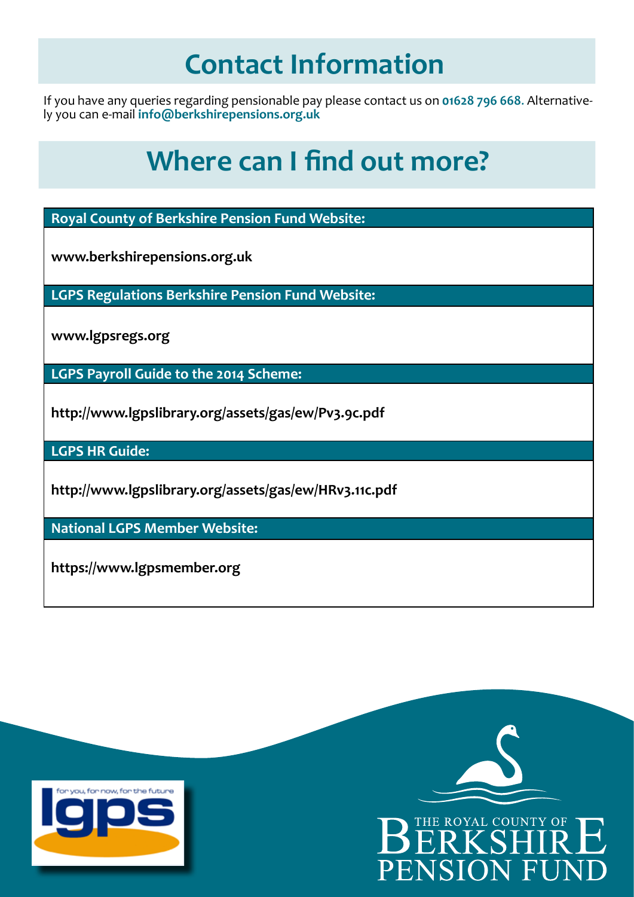# Contact Information

If you have any queries regarding pensionable pay please contact us on **01628 796 668**. Alternatively you can e-mail **info@berkshirepensions.org.uk**

# Where can I find out more?

**Royal County of Berkshire Pension Fund Website:**

**www.berkshirepensions.org.uk**

**LGPS Regulations Berkshire Pension Fund Website:**

**www.lgpsregs.org**

**LGPS Payroll Guide to the 2014 Scheme:**

**http://www.lgpslibrary.org/assets/gas/ew/Pv3.9c.pdf**

**LGPS HR Guide:**

**http://www.lgpslibrary.org/assets/gas/ew/HRv3.11c.pdf**

**National LGPS Member Website:**

**https://www.lgpsmember.org**

for you, for now, for the future

lgps

THE ROYAL COUNTY OF BERKSHIRE PENSION FUND